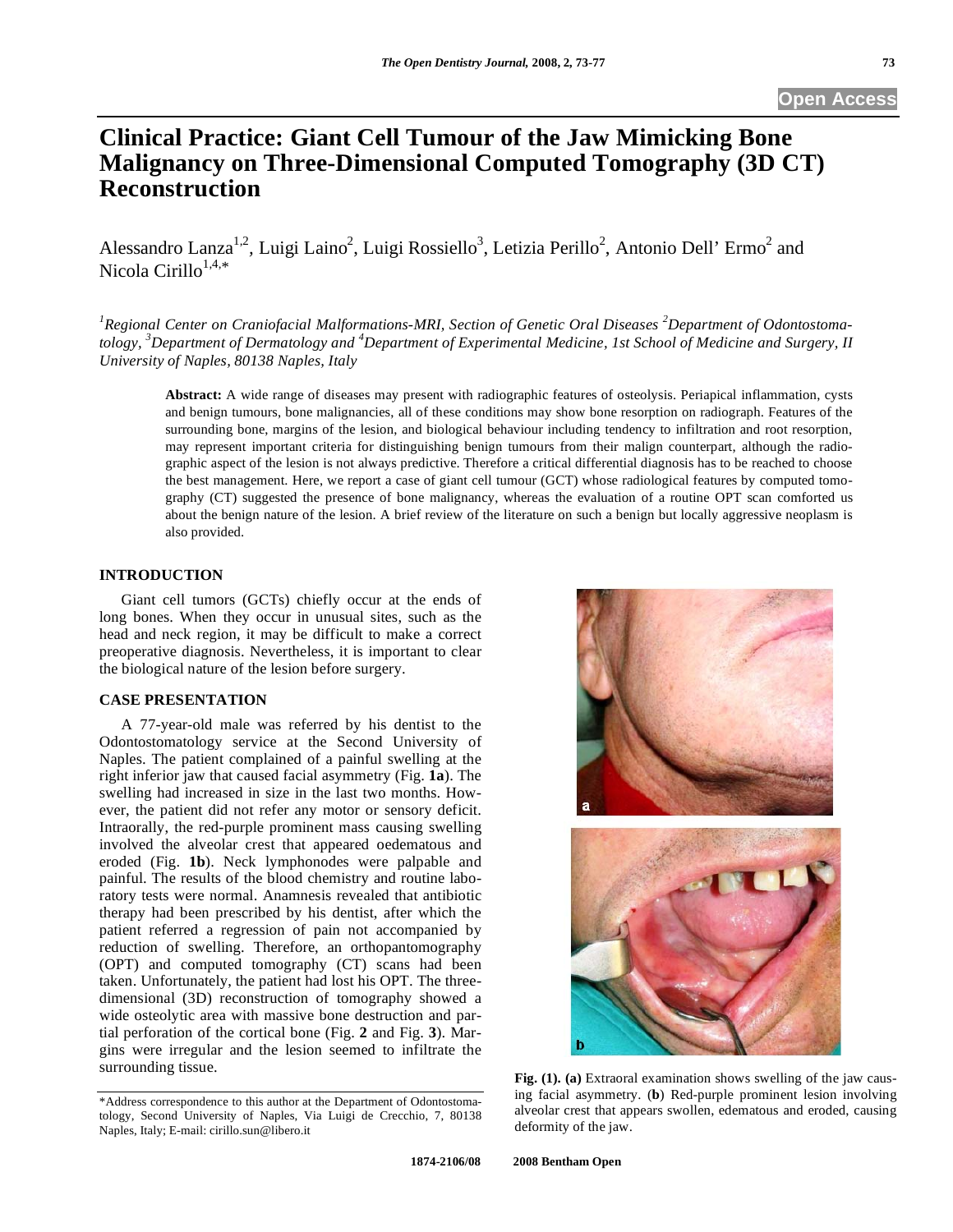# Clinical Practice: Giant Cell Tumour of the Jaw Mimicking Bone Malignancy on Three-Dimensional Computed Tomography (3D CT) Reconstruction

Alessandro Lanza[1,2], Luigi Laino[2], Luigi Rossiello[3], Letizia Perillo[2], Antonio Dell' Ermo[2] and Nicola Cirillo[1,4,*]

*[1]Regional Center on Craniofacial Malformations-MRI, Section of Genetic Oral Diseases [2]Department of Odontostomatology, [3]Department of Dermatology and [4]Department of Experimental Medicine, 1st School of Medicine and Surgery, II University of Naples, 80138 Naples, Italy*

**Abstract:** A wide range of diseases may present with radiographic features of osteolysis. Periapical inflammation, cysts and benign tumours, bone malignancies, all of these conditions may show bone resorption on radiograph. Features of the surrounding bone, margins of the lesion, and biological behaviour including tendency to infiltration and root resorption, may represent important criteria for distinguishing benign tumours from their malign counterpart, although the radiographic aspect of the lesion is not always predictive. Therefore a critical differential diagnosis has to be reached to choose the best management. Here, we report a case of giant cell tumour (GCT) whose radiological features by computed tomography (CT) suggested the presence of bone malignancy, whereas the evaluation of a routine OPT scan comforted us about the benign nature of the lesion. A brief review of the literature on such a benign but locally aggressive neoplasm is also provided.

## INTRODUCTION

Giant cell tumors (GCTs) chiefly occur at the ends of long bones. When they occur in unusual sites, such as the head and neck region, it may be difficult to make a correct preoperative diagnosis. Nevertheless, it is important to clear the biological nature of the lesion before surgery.

## CASE PRESENTATION

A 77-year-old male was referred by his dentist to the Odontostomatology service at the Second University of Naples. The patient complained of a painful swelling at the right inferior jaw that caused facial asymmetry (Fig. **1a**). The swelling had increased in size in the last two months. However, the patient did not refer any motor or sensory deficit. Intraorally, the red-purple prominent mass causing swelling involved the alveolar crest that appeared oedematous and eroded (Fig. **1b**). Neck lymphonodes were palpable and painful. The results of the blood chemistry and routine laboratory tests were normal. Anamnesis revealed that antibiotic therapy had been prescribed by his dentist, after which the patient referred a regression of pain not accompanied by reduction of swelling. Therefore, an orthopantomography (OPT) and computed tomography (CT) scans had been taken. Unfortunately, the patient had lost his OPT. The three-dimensional (3D) reconstruction of tomography showed a wide osteolytic area with massive bone destruction and partial perforation of the cortical bone (Fig. **2** and Fig. **3**). Margins were irregular and the lesion seemed to infiltrate the surrounding tissue.

**Fig. (1). (a)** Extraoral examination shows swelling of the jaw causing facial asymmetry. (**b**) Red-purple prominent lesion involving alveolar crest that appears swollen, edematous and eroded, causing deformity of the jaw.

*Address correspondence to this author at the Department of Odontostomatology, Second University of Naples, Via Luigi de Crecchio, 7, 80138 Naples, Italy; E-mail: cirillo.sun@libero.it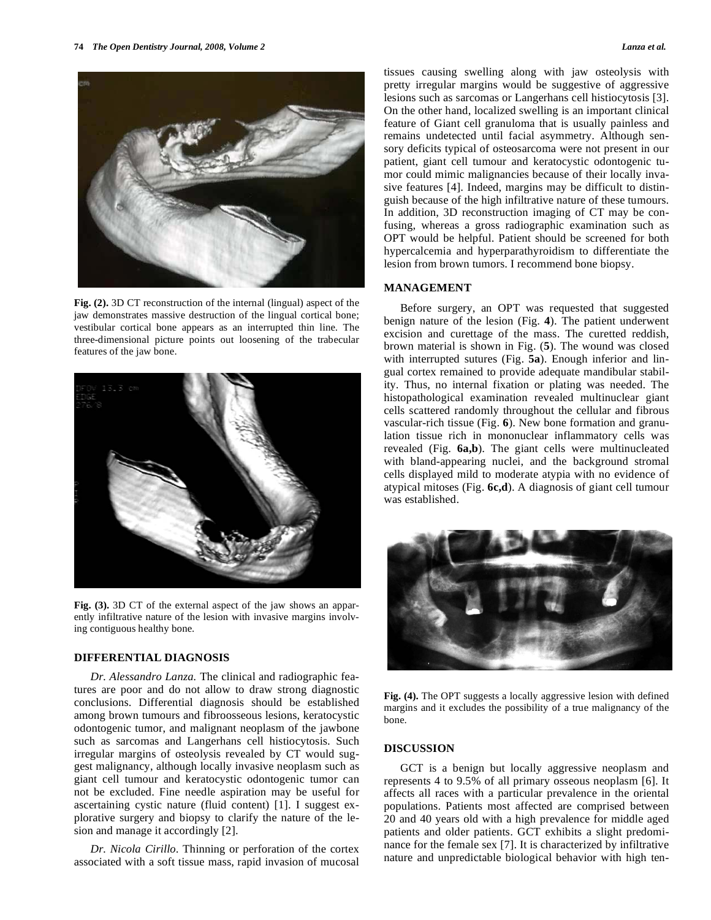Fig. (2). 3D CT reconstruction of the internal (lingual) aspect of the jaw demonstrates massive destruction of the lingual cortical bone; vestibular cortical bone appears as an interrupted thin line. The three-dimensional picture points out loosening of the trabecular features of the jaw bone.

Fig. (3). 3D CT of the external aspect of the jaw shows an apparently infiltrative nature of the lesion with invasive margins involving contiguous healthy bone.

## DIFFERENTIAL DIAGNOSIS

*Dr. Alessandro Lanza.* The clinical and radiographic features are poor and do not allow to draw strong diagnostic conclusions. Differential diagnosis should be established among brown tumours and fibroosseous lesions, keratocystic odontogenic tumor, and malignant neoplasm of the jawbone such as sarcomas and Langerhans cell histiocytosis. Such irregular margins of osteolysis revealed by CT would suggest malignancy, although locally invasive neoplasm such as giant cell tumour and keratocystic odontogenic tumor can not be excluded. Fine needle aspiration may be useful for ascertaining cystic nature (fluid content) [1]. I suggest explorative surgery and biopsy to clarify the nature of the lesion and manage it accordingly [2].

*Dr. Nicola Cirillo*. Thinning or perforation of the cortex associated with a soft tissue mass, rapid invasion of mucosal tissues causing swelling along with jaw osteolysis with pretty irregular margins would be suggestive of aggressive lesions such as sarcomas or Langerhans cell histiocytosis [3]. On the other hand, localized swelling is an important clinical feature of Giant cell granuloma that is usually painless and remains undetected until facial asymmetry. Although sensory deficits typical of osteosarcoma were not present in our patient, giant cell tumour and keratocystic odontogenic tumor could mimic malignancies because of their locally invasive features [4]. Indeed, margins may be difficult to distinguish because of the high infiltrative nature of these tumours. In addition, 3D reconstruction imaging of CT may be confusing, whereas a gross radiographic examination such as OPT would be helpful. Patient should be screened for both hypercalcemia and hyperparathyroidism to differentiate the lesion from brown tumors. I recommend bone biopsy.

## MANAGEMENT

Before surgery, an OPT was requested that suggested benign nature of the lesion (Fig. **4**). The patient underwent excision and curettage of the mass. The curetted reddish, brown material is shown in Fig. (**5**). The wound was closed with interrupted sutures (Fig. **5a**). Enough inferior and lingual cortex remained to provide adequate mandibular stability. Thus, no internal fixation or plating was needed. The histopathological examination revealed multinuclear giant cells scattered randomly throughout the cellular and fibrous vascular-rich tissue (Fig. **6**). New bone formation and granulation tissue rich in mononuclear inflammatory cells was revealed (Fig. **6a,b**). The giant cells were multinucleated with bland-appearing nuclei, and the background stromal cells displayed mild to moderate atypia with no evidence of atypical mitoses (Fig. **6c,d**). A diagnosis of giant cell tumour was established.

Fig. (4). The OPT suggests a locally aggressive lesion with defined margins and it excludes the possibility of a true malignancy of the bone.

## DISCUSSION

GCT is a benign but locally aggressive neoplasm and represents 4 to 9.5% of all primary osseous neoplasm [6]. It affects all races with a particular prevalence in the oriental populations. Patients most affected are comprised between 20 and 40 years old with a high prevalence for middle aged patients and older patients. GCT exhibits a slight predominance for the female sex [7]. It is characterized by infiltrative nature and unpredictable biological behavior with high ten-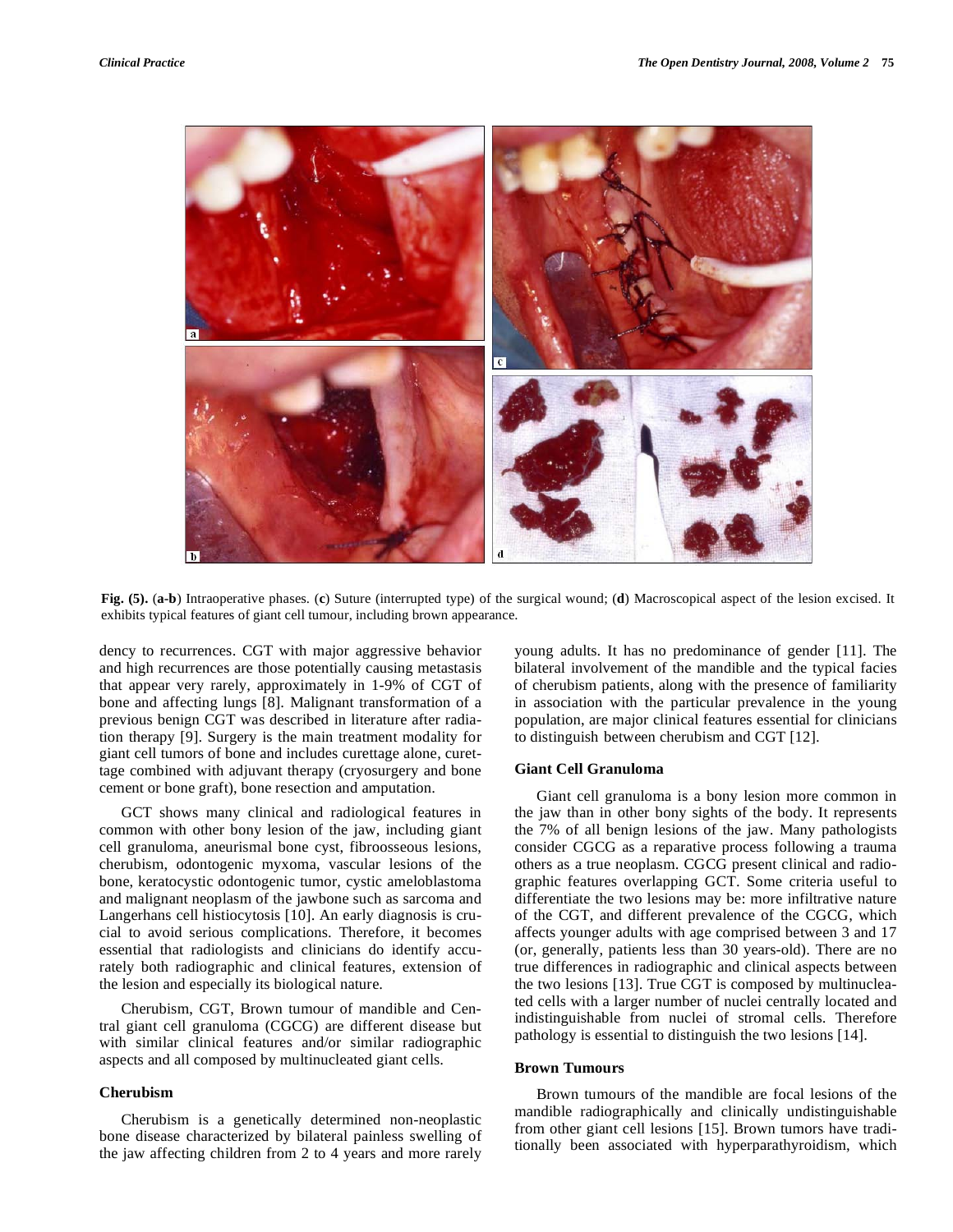Fig. (5). (a-b) Intraoperative phases. (c) Suture (interrupted type) of the surgical wound; (d) Macroscopical aspect of the lesion excised. It exhibits typical features of giant cell tumour, including brown appearance.

dency to recurrences. CGT with major aggressive behavior and high recurrences are those potentially causing metastasis that appear very rarely, approximately in 1-9% of CGT of bone and affecting lungs [8]. Malignant transformation of a previous benign CGT was described in literature after radiation therapy [9]. Surgery is the main treatment modality for giant cell tumors of bone and includes curettage alone, curettage combined with adjuvant therapy (cryosurgery and bone cement or bone graft), bone resection and amputation.

GCT shows many clinical and radiological features in common with other bony lesion of the jaw, including giant cell granuloma, aneurismal bone cyst, fibroosseous lesions, cherubism, odontogenic myxoma, vascular lesions of the bone, keratocystic odontogenic tumor, cystic ameloblastoma and malignant neoplasm of the jawbone such as sarcoma and Langerhans cell histiocytosis [10]. An early diagnosis is crucial to avoid serious complications. Therefore, it becomes essential that radiologists and clinicians do identify accurately both radiographic and clinical features, extension of the lesion and especially its biological nature.

Cherubism, CGT, Brown tumour of mandible and Central giant cell granuloma (CGCG) are different disease but with similar clinical features and/or similar radiographic aspects and all composed by multinucleated giant cells.

### Cherubism

Cherubism is a genetically determined non-neoplastic bone disease characterized by bilateral painless swelling of the jaw affecting children from 2 to 4 years and more rarely young adults. It has no predominance of gender [11]. The bilateral involvement of the mandible and the typical facies of cherubism patients, along with the presence of familiarity in association with the particular prevalence in the young population, are major clinical features essential for clinicians to distinguish between cherubism and CGT [12].

### Giant Cell Granuloma

Giant cell granuloma is a bony lesion more common in the jaw than in other bony sights of the body. It represents the 7% of all benign lesions of the jaw. Many pathologists consider CGCG as a reparative process following a trauma others as a true neoplasm. CGCG present clinical and radiographic features overlapping GCT. Some criteria useful to differentiate the two lesions may be: more infiltrative nature of the CGT, and different prevalence of the CGCG, which affects younger adults with age comprised between 3 and 17 (or, generally, patients less than 30 years-old). There are no true differences in radiographic and clinical aspects between the two lesions [13]. True CGT is composed by multinucleated cells with a larger number of nuclei centrally located and indistinguishable from nuclei of stromal cells. Therefore pathology is essential to distinguish the two lesions [14].

### Brown Tumours

Brown tumours of the mandible are focal lesions of the mandible radiographically and clinically undistinguishable from other giant cell lesions [15]. Brown tumors have traditionally been associated with hyperparathyroidism, which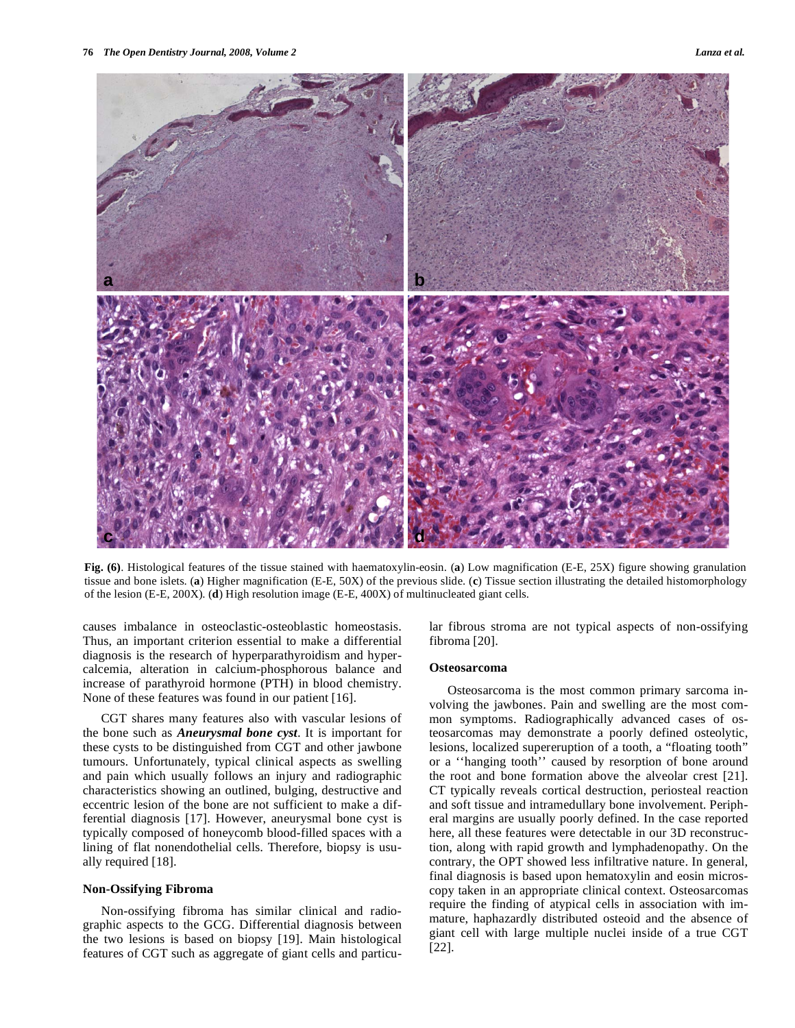**Fig. (6)**. Histological features of the tissue stained with haematoxylin-eosin. (**a**) Low magnification (E-E, 25X) figure showing granulation tissue and bone islets. (**a**) Higher magnification (E-E, 50X) of the previous slide. (**c**) Tissue section illustrating the detailed histomorphology of the lesion (E-E, 200X). (**d**) High resolution image (E-E, 400X) of multinucleated giant cells.

causes imbalance in osteoclastic-osteoblastic homeostasis. Thus, an important criterion essential to make a differential diagnosis is the research of hyperparathyroidism and hypercalcemia, alteration in calcium-phosphorous balance and increase of parathyroid hormone (PTH) in blood chemistry. None of these features was found in our patient [16].

CGT shares many features also with vascular lesions of the bone such as ***Aneurysmal bone cyst***. It is important for these cysts to be distinguished from CGT and other jawbone tumours. Unfortunately, typical clinical aspects as swelling and pain which usually follows an injury and radiographic characteristics showing an outlined, bulging, destructive and eccentric lesion of the bone are not sufficient to make a differential diagnosis [17]. However, aneurysmal bone cyst is typically composed of honeycomb blood-filled spaces with a lining of flat nonendothelial cells. Therefore, biopsy is usually required [18].

### Non-Ossifying Fibroma

Non-ossifying fibroma has similar clinical and radiographic aspects to the GCG. Differential diagnosis between the two lesions is based on biopsy [19]. Main histological features of CGT such as aggregate of giant cells and particular fibrous stroma are not typical aspects of non-ossifying fibroma [20].

### Osteosarcoma

Osteosarcoma is the most common primary sarcoma involving the jawbones. Pain and swelling are the most common symptoms. Radiographically advanced cases of osteosarcomas may demonstrate a poorly defined osteolytic, lesions, localized supereruption of a tooth, a "floating tooth" or a ''hanging tooth'' caused by resorption of bone around the root and bone formation above the alveolar crest [21]. CT typically reveals cortical destruction, periosteal reaction and soft tissue and intramedullary bone involvement. Peripheral margins are usually poorly defined. In the case reported here, all these features were detectable in our 3D reconstruction, along with rapid growth and lymphadenopathy. On the contrary, the OPT showed less infiltrative nature. In general, final diagnosis is based upon hematoxylin and eosin microscopy taken in an appropriate clinical context. Osteosarcomas require the finding of atypical cells in association with immature, haphazardly distributed osteoid and the absence of giant cell with large multiple nuclei inside of a true CGT [22].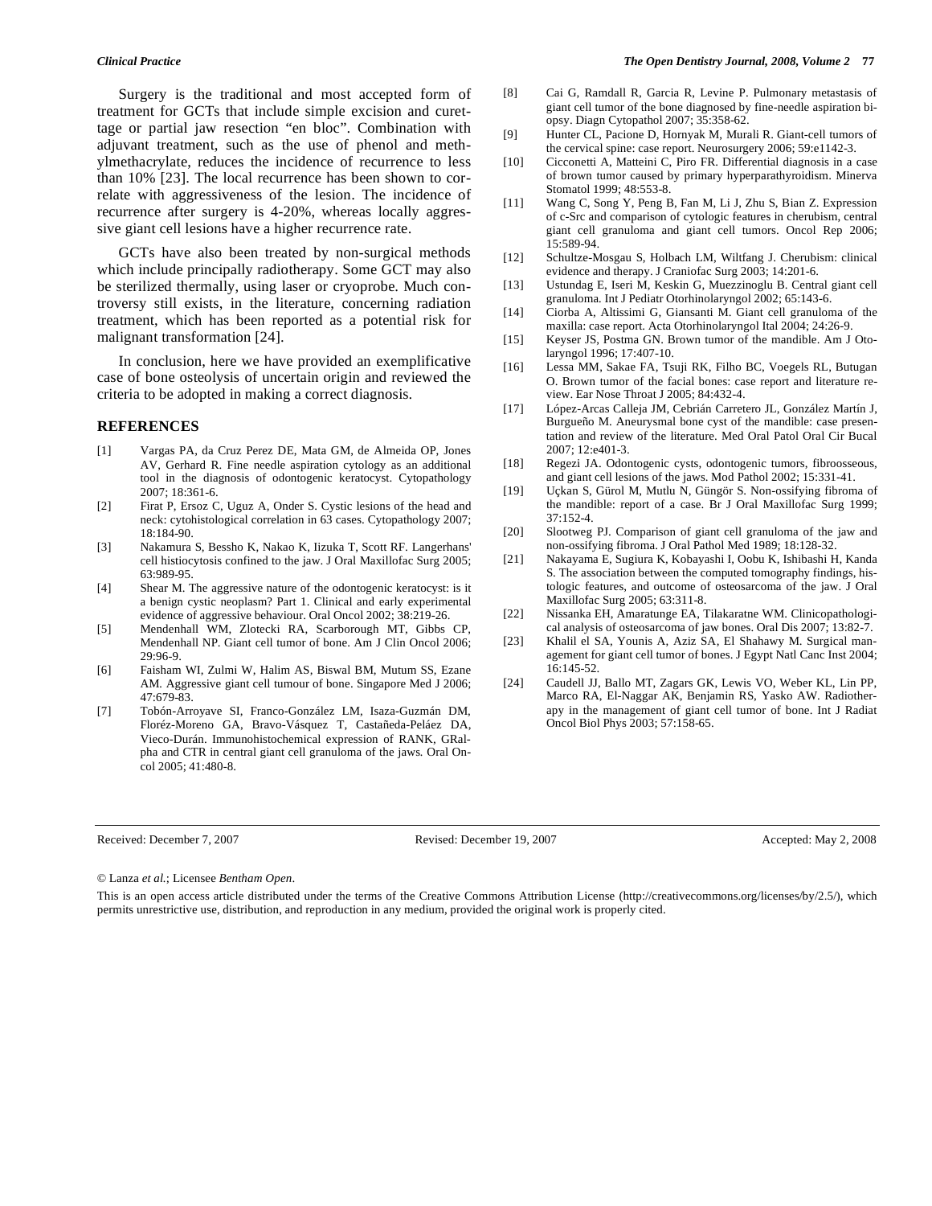Surgery is the traditional and most accepted form of treatment for GCTs that include simple excision and curettage or partial jaw resection "en bloc". Combination with adjuvant treatment, such as the use of phenol and methylmethacrylate, reduces the incidence of recurrence to less than 10% [23]. The local recurrence has been shown to correlate with aggressiveness of the lesion. The incidence of recurrence after surgery is 4-20%, whereas locally aggressive giant cell lesions have a higher recurrence rate.

GCTs have also been treated by non-surgical methods which include principally radiotherapy. Some GCT may also be sterilized thermally, using laser or cryoprobe. Much controversy still exists, in the literature, concerning radiation treatment, which has been reported as a potential risk for malignant transformation [24].

In conclusion, here we have provided an exemplificative case of bone osteolysis of uncertain origin and reviewed the criteria to be adopted in making a correct diagnosis.

## REFERENCES

[1] Vargas PA, da Cruz Perez DE, Mata GM, de Almeida OP, Jones AV, Gerhard R. Fine needle aspiration cytology as an additional tool in the diagnosis of odontogenic keratocyst. Cytopathology 2007; 18:361-6.

[2] Firat P, Ersoz C, Uguz A, Onder S. Cystic lesions of the head and neck: cytohistological correlation in 63 cases. Cytopathology 2007; 18:184-90.

[3] Nakamura S, Bessho K, Nakao K, Iizuka T, Scott RF. Langerhans' cell histiocytosis confined to the jaw. J Oral Maxillofac Surg 2005; 63:989-95.

[4] Shear M. The aggressive nature of the odontogenic keratocyst: is it a benign cystic neoplasm? Part 1. Clinical and early experimental evidence of aggressive behaviour. Oral Oncol 2002; 38:219-26.

[5] Mendenhall WM, Zlotecki RA, Scarborough MT, Gibbs CP, Mendenhall NP. Giant cell tumor of bone. Am J Clin Oncol 2006; 29:96-9.

[6] Faisham WI, Zulmi W, Halim AS, Biswal BM, Mutum SS, Ezane AM. Aggressive giant cell tumour of bone. Singapore Med J 2006; 47:679-83.

[7] Tobón-Arroyave SI, Franco-González LM, Isaza-Guzmán DM, Floréz-Moreno GA, Bravo-Vásquez T, Castañeda-Peláez DA, Vieco-Durán. Immunohistochemical expression of RANK, GRalpha and CTR in central giant cell granuloma of the jaws. Oral Oncol 2005; 41:480-8.

[8] Cai G, Ramdall R, Garcia R, Levine P. Pulmonary metastasis of giant cell tumor of the bone diagnosed by fine-needle aspiration biopsy. Diagn Cytopathol 2007; 35:358-62.

[9] Hunter CL, Pacione D, Hornyak M, Murali R. Giant-cell tumors of the cervical spine: case report. Neurosurgery 2006; 59:e1142-3.

[10] Cicconetti A, Matteini C, Piro FR. Differential diagnosis in a case of brown tumor caused by primary hyperparathyroidism. Minerva Stomatol 1999; 48:553-8.

[11] Wang C, Song Y, Peng B, Fan M, Li J, Zhu S, Bian Z. Expression of c-Src and comparison of cytologic features in cherubism, central giant cell granuloma and giant cell tumors. Oncol Rep 2006; 15:589-94.

[12] Schultze-Mosgau S, Holbach LM, Wiltfang J. Cherubism: clinical evidence and therapy. J Craniofac Surg 2003; 14:201-6.

[13] Ustundag E, Iseri M, Keskin G, Muezzinoglu B. Central giant cell granuloma. Int J Pediatr Otorhinolaryngol 2002; 65:143-6.

[14] Ciorba A, Altissimi G, Giansanti M. Giant cell granuloma of the maxilla: case report. Acta Otorhinolaryngol Ital 2004; 24:26-9.

[15] Keyser JS, Postma GN. Brown tumor of the mandible. Am J Otolaryngol 1996; 17:407-10.

[16] Lessa MM, Sakae FA, Tsuji RK, Filho BC, Voegels RL, Butugan O. Brown tumor of the facial bones: case report and literature review. Ear Nose Throat J 2005; 84:432-4.

[17] López-Arcas Calleja JM, Cebrián Carretero JL, González Martín J, Burgueño M. Aneurysmal bone cyst of the mandible: case presentation and review of the literature. Med Oral Patol Oral Cir Bucal 2007; 12:e401-3.

[18] Regezi JA. Odontogenic cysts, odontogenic tumors, fibroosseous, and giant cell lesions of the jaws. Mod Pathol 2002; 15:331-41.

[19] Uçkan S, Gürol M, Mutlu N, Güngör S. Non-ossifying fibroma of the mandible: report of a case. Br J Oral Maxillofac Surg 1999; 37:152-4.

[20] Slootweg PJ. Comparison of giant cell granuloma of the jaw and non-ossifying fibroma. J Oral Pathol Med 1989; 18:128-32.

[21] Nakayama E, Sugiura K, Kobayashi I, Oobu K, Ishibashi H, Kanda S. The association between the computed tomography findings, histologic features, and outcome of osteosarcoma of the jaw. J Oral Maxillofac Surg 2005; 63:311-8.

[22] Nissanka EH, Amaratunge EA, Tilakaratne WM. Clinicopathological analysis of osteosarcoma of jaw bones. Oral Dis 2007; 13:82-7.

[23] Khalil el SA, Younis A, Aziz SA, El Shahawy M. Surgical management for giant cell tumor of bones. J Egypt Natl Canc Inst 2004; 16:145-52.

[24] Caudell JJ, Ballo MT, Zagars GK, Lewis VO, Weber KL, Lin PP, Marco RA, El-Naggar AK, Benjamin RS, Yasko AW. Radiotherapy in the management of giant cell tumor of bone. Int J Radiat Oncol Biol Phys 2003; 57:158-65.

Received: December 7, 2007  Revised: December 19, 2007  Accepted: May 2, 2008

© Lanza *et al.*; Licensee *Bentham Open*.

This is an open access article distributed under the terms of the Creative Commons Attribution License (http://creativecommons.org/licenses/by/2.5/), which permits unrestrictive use, distribution, and reproduction in any medium, provided the original work is properly cited.